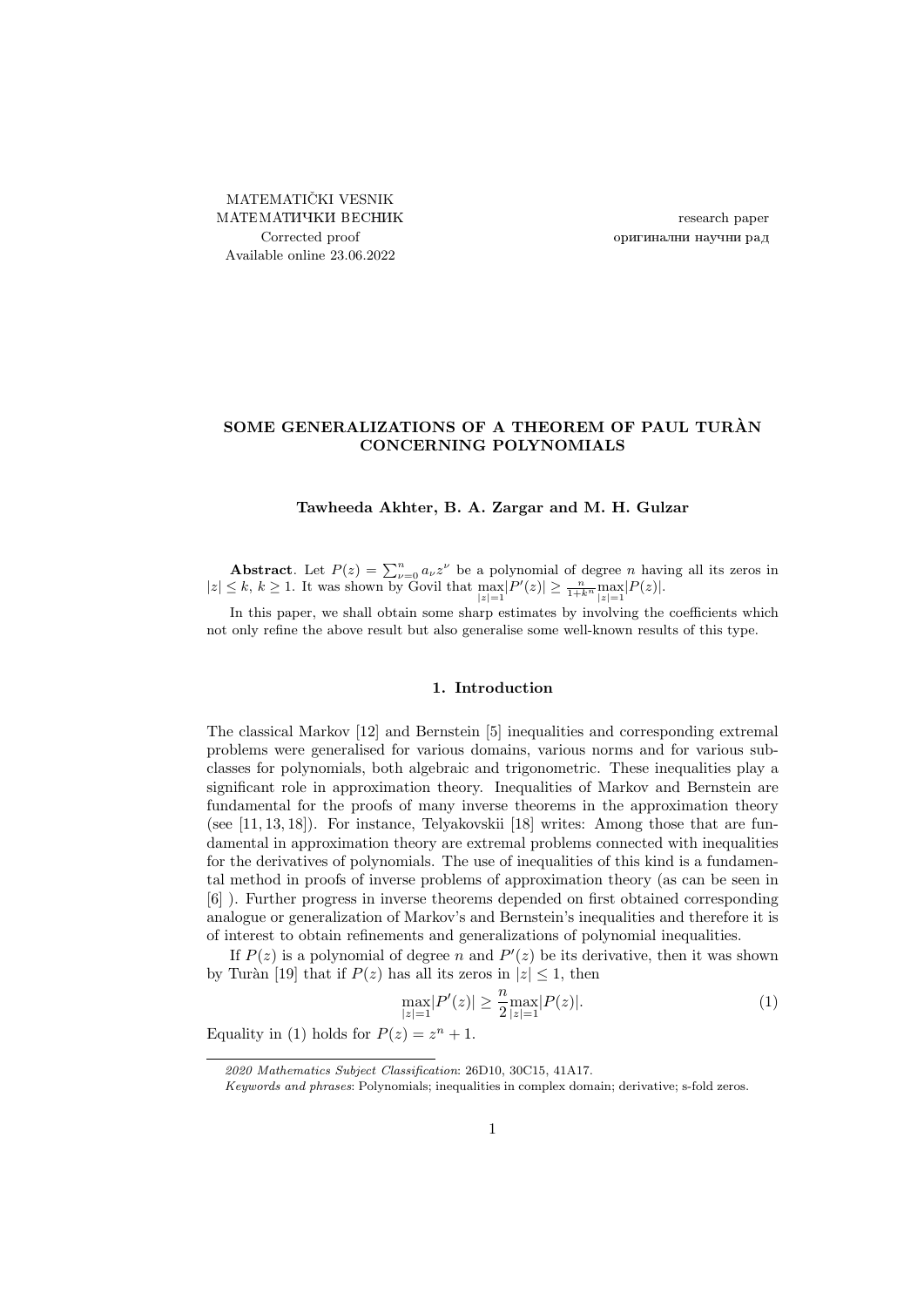MATEMATIČKI VESNIK
МАТЕМАТИЧКИ ВЕСНИК
Corrected proof
Available online 23.06.2022

research paper
оригинални научни рад

# SOME GENERALIZATIONS OF A THEOREM OF PAUL TURÀN CONCERNING POLYNOMIALS

**Tawheeda Akhter, B. A. Zargar and M. H. Gulzar**

**Abstract**. Let $P(z) = \sum_{\nu=0}^{n} a_\nu z^\nu$ be a polynomial of degree $n$ having all its zeros in $|z| \leq k$, $k \geq 1$. It was shown by Govil that $\max\limits_{|z|=1}|P'(z)| \geq \frac{n}{1+k^n}\max\limits_{|z|=1}|P(z)|$.

In this paper, we shall obtain some sharp estimates by involving the coefficients which not only refine the above result but also generalise some well-known results of this type.

## 1. Introduction

The classical Markov [12] and Bernstein [5] inequalities and corresponding extremal problems were generalised for various domains, various norms and for various subclasses for polynomials, both algebraic and trigonometric. These inequalities play a significant role in approximation theory. Inequalities of Markov and Bernstein are fundamental for the proofs of many inverse theorems in the approximation theory (see [11, 13, 18]). For instance, Telyakovskii [18] writes: Among those that are fundamental in approximation theory are extremal problems connected with inequalities for the derivatives of polynomials. The use of inequalities of this kind is a fundamental method in proofs of inverse problems of approximation theory (as can be seen in [6] ). Further progress in inverse theorems depended on first obtained corresponding analogue or generalization of Markov's and Bernstein's inequalities and therefore it is of interest to obtain refinements and generalizations of polynomial inequalities.

If $P(z)$ is a polynomial of degree $n$ and $P'(z)$ be its derivative, then it was shown by Turàn [19] that if $P(z)$ has all its zeros in $|z| \leq 1$, then

$$\max_{|z|=1}|P'(z)| \geq \frac{n}{2}\max_{|z|=1}|P(z)|. \tag{1}$$

Equality in (1) holds for $P(z) = z^n + 1$.

*2020 Mathematics Subject Classification*: 26D10, 30C15, 41A17.

*Keywords and phrases*: Polynomials; inequalities in complex domain; derivative; s-fold zeros.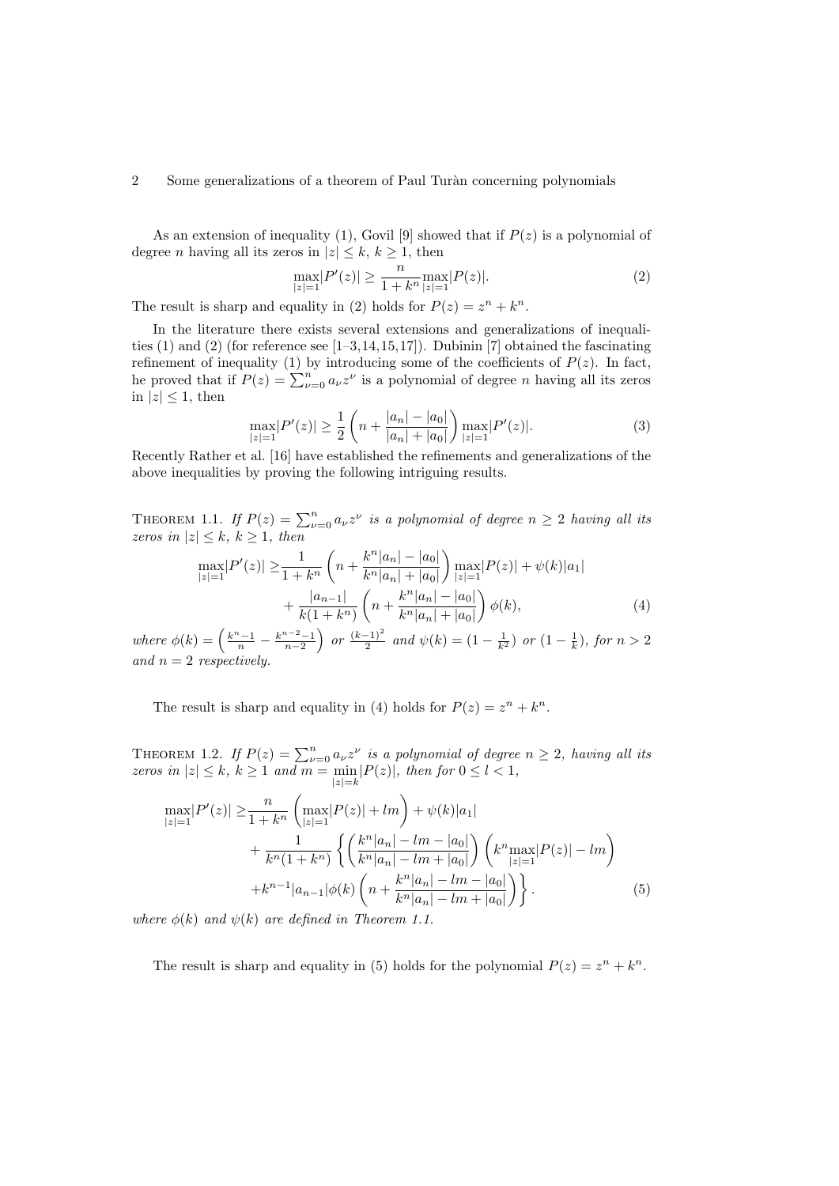As an extension of inequality (1), Govil [9] showed that if $P(z)$ is a polynomial of degree $n$ having all its zeros in $|z| \leq k$, $k \geq 1$, then

$$\max_{|z|=1} |P'(z)| \geq \frac{n}{1+k^n} \max_{|z|=1} |P(z)|. \tag{2}$$

The result is sharp and equality in (2) holds for $P(z) = z^n + k^n$.

In the literature there exists several extensions and generalizations of inequalities (1) and (2) (for reference see [1–3,14,15,17]). Dubinin [7] obtained the fascinating refinement of inequality (1) by introducing some of the coefficients of $P(z)$. In fact, he proved that if $P(z) = \sum_{\nu=0}^{n} a_\nu z^\nu$ is a polynomial of degree $n$ having all its zeros in $|z| \leq 1$, then

$$\max_{|z|=1} |P'(z)| \geq \frac{1}{2}\left(n + \frac{|a_n| - |a_0|}{|a_n| + |a_0|}\right) \max_{|z|=1} |P'(z)|. \tag{3}$$

Recently Rather et al. [16] have established the refinements and generalizations of the above inequalities by proving the following intriguing results.

**Theorem 1.1.** *If $P(z) = \sum_{\nu=0}^{n} a_\nu z^\nu$ is a polynomial of degree $n \geq 2$ having all its zeros in $|z| \leq k$, $k \geq 1$, then*

$$\begin{aligned}
\max_{|z|=1} |P'(z)| \geq & \frac{1}{1+k^n}\left(n + \frac{k^n|a_n| - |a_0|}{k^n|a_n| + |a_0|}\right) \max_{|z|=1} |P(z)| + \psi(k)|a_1| \\
& + \frac{|a_{n-1}|}{k(1+k^n)}\left(n + \frac{k^n|a_n| - |a_0|}{k^n|a_n| + |a_0|}\right)\phi(k),
\end{aligned} \tag{4}$$

*where $\phi(k) = \left(\frac{k^n-1}{n} - \frac{k^{n-2}-1}{n-2}\right)$ or $\frac{(k-1)^2}{2}$ and $\psi(k) = (1 - \frac{1}{k^2})$ or $(1 - \frac{1}{k})$, for $n > 2$ and $n = 2$ respectively.*

The result is sharp and equality in (4) holds for $P(z) = z^n + k^n$.

**Theorem 1.2.** *If $P(z) = \sum_{\nu=0}^{n} a_\nu z^\nu$ is a polynomial of degree $n \geq 2$, having all its zeros in $|z| \leq k$, $k \geq 1$ and $m = \min_{|z|=k} |P(z)|$, then for $0 \leq l < 1$,*

$$\begin{aligned}
\max_{|z|=1} |P'(z)| \geq & \frac{n}{1+k^n}\left(\max_{|z|=1} |P(z)| + lm\right) + \psi(k)|a_1| \\
& + \frac{1}{k^n(1+k^n)}\left\{\left(\frac{k^n|a_n| - lm - |a_0|}{k^n|a_n| - lm + |a_0|}\right)\left(k^n \max_{|z|=1} |P(z)| - lm\right)\right. \\
& \left. + k^{n-1}|a_{n-1}|\phi(k)\left(n + \frac{k^n|a_n| - lm - |a_0|}{k^n|a_n| - lm + |a_0|}\right)\right\}.
\end{aligned} \tag{5}$$

*where $\phi(k)$ and $\psi(k)$ are defined in Theorem 1.1.*

The result is sharp and equality in (5) holds for the polynomial $P(z) = z^n + k^n$.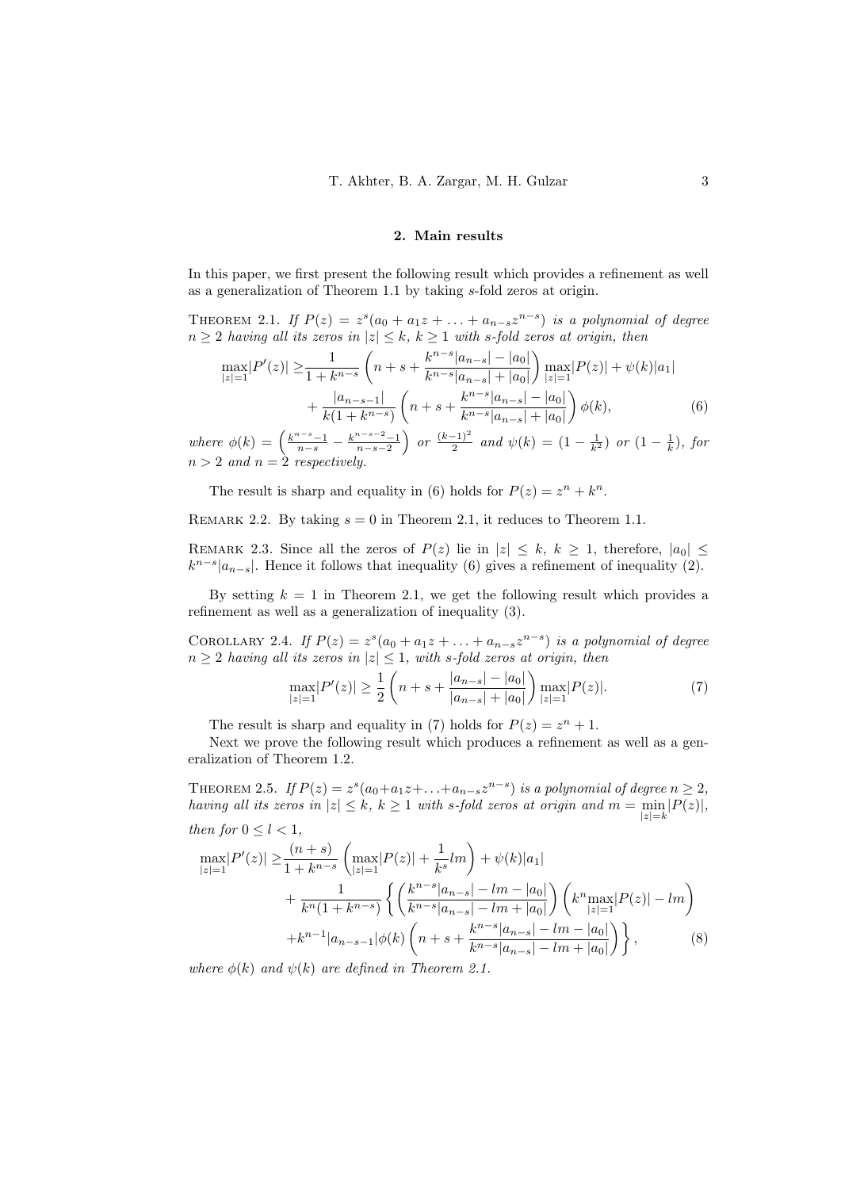## 2. Main results

In this paper, we first present the following result which provides a refinement as well as a generalization of Theorem 1.1 by taking $s$-fold zeros at origin.

Theorem 2.1. *If $P(z) = z^s(a_0 + a_1z + \ldots + a_{n-s}z^{n-s})$ is a polynomial of degree $n \geq 2$ having all its zeros in $|z| \leq k$, $k \geq 1$ with $s$-fold zeros at origin, then*

$$\begin{aligned}
\max_{|z|=1}|P'(z)| \geq & \frac{1}{1+k^{n-s}}\left(n+s+\frac{k^{n-s}|a_{n-s}|-|a_0|}{k^{n-s}|a_{n-s}|+|a_0|}\right)\max_{|z|=1}|P(z)| + \psi(k)|a_1| \\
& + \frac{|a_{n-s-1}|}{k(1+k^{n-s})}\left(n+s+\frac{k^{n-s}|a_{n-s}|-|a_0|}{k^{n-s}|a_{n-s}|+|a_0|}\right)\phi(k), \qquad (6)
\end{aligned}$$

*where $\phi(k) = \left(\frac{k^{n-s}-1}{n-s} - \frac{k^{n-s-2}-1}{n-s-2}\right)$ or $\frac{(k-1)^2}{2}$ and $\psi(k) = (1-\frac{1}{k^2})$ or $(1-\frac{1}{k})$, for $n > 2$ and $n = 2$ respectively.*

The result is sharp and equality in (6) holds for $P(z) = z^n + k^n$.

Remark 2.2. By taking $s = 0$ in Theorem 2.1, it reduces to Theorem 1.1.

Remark 2.3. Since all the zeros of $P(z)$ lie in $|z| \leq k$, $k \geq 1$, therefore, $|a_0| \leq k^{n-s}|a_{n-s}|$. Hence it follows that inequality (6) gives a refinement of inequality (2).

By setting $k = 1$ in Theorem 2.1, we get the following result which provides a refinement as well as a generalization of inequality (3).

Corollary 2.4. *If $P(z) = z^s(a_0 + a_1z + \ldots + a_{n-s}z^{n-s})$ is a polynomial of degree $n \geq 2$ having all its zeros in $|z| \leq 1$, with $s$-fold zeros at origin, then*

$$\max_{|z|=1}|P'(z)| \geq \frac{1}{2}\left(n+s+\frac{|a_{n-s}|-|a_0|}{|a_{n-s}|+|a_0|}\right)\max_{|z|=1}|P(z)|. \qquad (7)$$

The result is sharp and equality in (7) holds for $P(z) = z^n + 1$.

Next we prove the following result which produces a refinement as well as a generalization of Theorem 1.2.

Theorem 2.5. *If $P(z) = z^s(a_0+a_1z+\ldots+a_{n-s}z^{n-s})$ is a polynomial of degree $n \geq 2$, having all its zeros in $|z| \leq k$, $k \geq 1$ with $s$-fold zeros at origin and $m = \min_{|z|=k}|P(z)|$, then for $0 \leq l < 1$,*

$$\begin{aligned}
\max_{|z|=1}|P'(z)| \geq & \frac{(n+s)}{1+k^{n-s}}\left(\max_{|z|=1}|P(z)| + \frac{1}{k^s}lm\right) + \psi(k)|a_1| \\
& + \frac{1}{k^n(1+k^{n-s})}\left\{\left(\frac{k^{n-s}|a_{n-s}|-lm-|a_0|}{k^{n-s}|a_{n-s}|-lm+|a_0|}\right)\left(k^n\max_{|z|=1}|P(z)| - lm\right)\right. \\
& \left. + k^{n-1}|a_{n-s-1}|\phi(k)\left(n+s+\frac{k^{n-s}|a_{n-s}|-lm-|a_0|}{k^{n-s}|a_{n-s}|-lm+|a_0|}\right)\right\}, \qquad (8)
\end{aligned}$$

*where $\phi(k)$ and $\psi(k)$ are defined in Theorem 2.1.*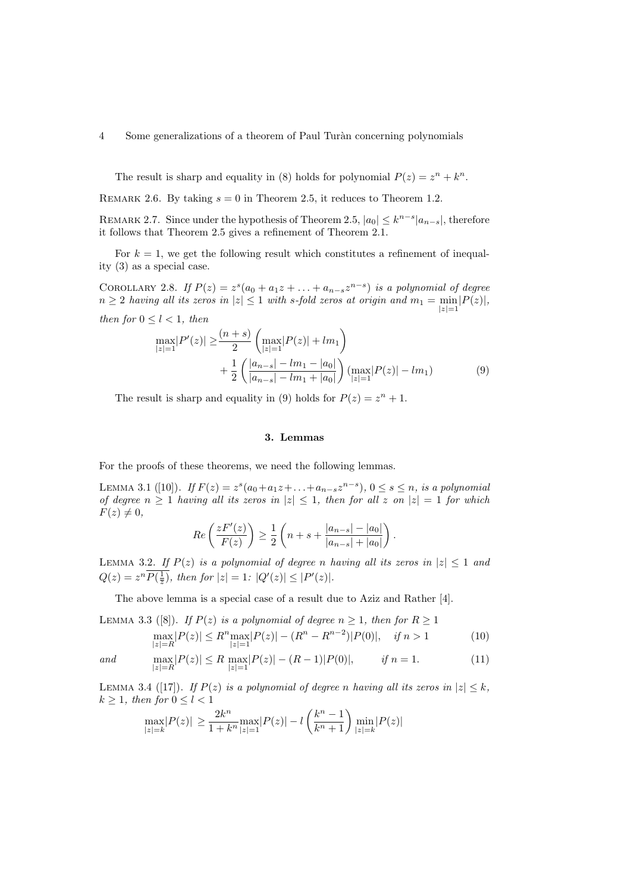The result is sharp and equality in (8) holds for polynomial $P(z) = z^n + k^n$.

Remark 2.6. By taking $s = 0$ in Theorem 2.5, it reduces to Theorem 1.2.

Remark 2.7. Since under the hypothesis of Theorem 2.5, $|a_0| \le k^{n-s}|a_{n-s}|$, therefore it follows that Theorem 2.5 gives a refinement of Theorem 2.1.

For $k = 1$, we get the following result which constitutes a refinement of inequality (3) as a special case.

Corollary 2.8. *If $P(z) = z^s(a_0 + a_1 z + \ldots + a_{n-s}z^{n-s})$ is a polynomial of degree $n \ge 2$ having all its zeros in $|z| \le 1$ with s-fold zeros at origin and $m_1 = \min\limits_{|z|=1}|P(z)|$, then for $0 \le l < 1$, then*

$$\max_{|z|=1}|P'(z)| \ge \frac{(n+s)}{2}\left(\max_{|z|=1}|P(z)| + lm_1\right) + \frac{1}{2}\left(\frac{|a_{n-s}| - lm_1 - |a_0|}{|a_{n-s}| - lm_1 + |a_0|}\right)(\max_{|z|=1}|P(z)| - lm_1) \tag{9}$$

The result is sharp and equality in (9) holds for $P(z) = z^n + 1$.

## 3. Lemmas

For the proofs of these theorems, we need the following lemmas.

Lemma 3.1 ([10]). *If $F(z) = z^s(a_0 + a_1 z + \ldots + a_{n-s}z^{n-s})$, $0 \le s \le n$, is a polynomial of degree $n \ge 1$ having all its zeros in $|z| \le 1$, then for all $z$ on $|z| = 1$ for which $F(z) \neq 0$,*

$$Re\left(\frac{zF'(z)}{F(z)}\right) \ge \frac{1}{2}\left(n + s + \frac{|a_{n-s}| - |a_0|}{|a_{n-s}| + |a_0|}\right).$$

Lemma 3.2. *If $P(z)$ is a polynomial of degree $n$ having all its zeros in $|z| \le 1$ and $Q(z) = z^n\overline{P(\frac{1}{\bar{z}})}$, then for $|z| = 1$: $|Q'(z)| \le |P'(z)|$.*

The above lemma is a special case of a result due to Aziz and Rather [4].

Lemma 3.3 ([8]). *If $P(z)$ is a polynomial of degree $n \ge 1$, then for $R \ge 1$*

$$\max_{|z|=R}|P(z)| \le R^n \max_{|z|=1}|P(z)| - (R^n - R^{n-2})|P(0)|, \quad \text{if } n > 1 \tag{10}$$

and

$$\max_{|z|=R}|P(z)| \le R \max_{|z|=1}|P(z)| - (R-1)|P(0)|, \qquad \text{if } n = 1. \tag{11}$$

Lemma 3.4 ([17]). *If $P(z)$ is a polynomial of degree $n$ having all its zeros in $|z| \le k$, $k \ge 1$, then for $0 \le l < 1$*

$$\max_{|z|=k}|P(z)| \ge \frac{2k^n}{1+k^n}\max_{|z|=1}|P(z)| - l\left(\frac{k^n - 1}{k^n + 1}\right)\min_{|z|=k}|P(z)|$$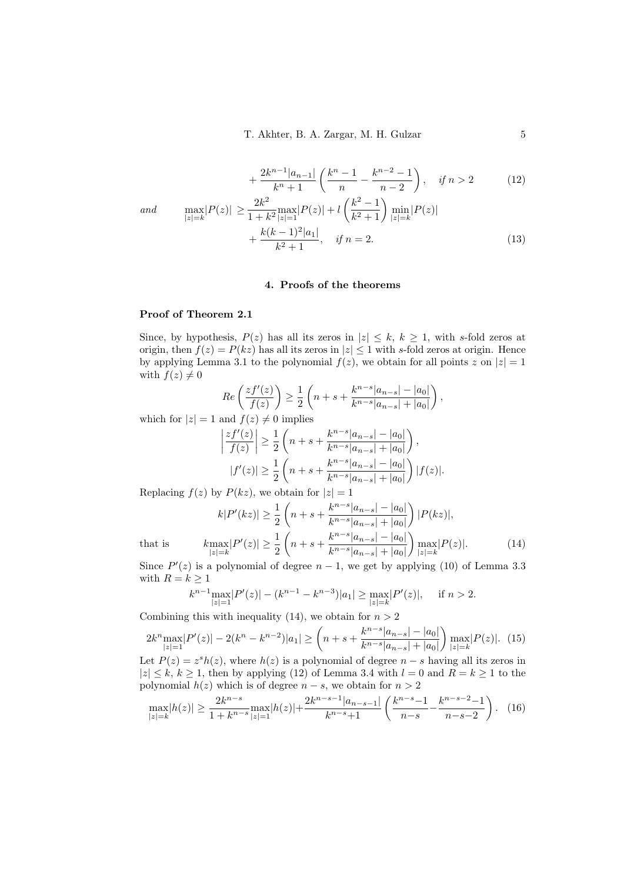$$+ \frac{2k^{n-1}|a_{n-1}|}{k^n+1}\left(\frac{k^n-1}{n} - \frac{k^{n-2}-1}{n-2}\right), \quad \textit{if } n > 2 \tag{12}$$

*and*

$$\max_{|z|=k}|P(z)| \geq \frac{2k^2}{1+k^2}\max_{|z|=1}|P(z)| + l\left(\frac{k^2-1}{k^2+1}\right)\min_{|z|=k}|P(z)| + \frac{k(k-1)^2|a_1|}{k^2+1}, \quad \textit{if } n = 2. \tag{13}$$

## 4. Proofs of the theorems

**Proof of Theorem 2.1**

Since, by hypothesis, $P(z)$ has all its zeros in $|z| \leq k$, $k \geq 1$, with $s$-fold zeros at origin, then $f(z) = P(kz)$ has all its zeros in $|z| \leq 1$ with $s$-fold zeros at origin. Hence by applying Lemma 3.1 to the polynomial $f(z)$, we obtain for all points $z$ on $|z| = 1$ with $f(z) \neq 0$

$$Re\left(\frac{zf'(z)}{f(z)}\right) \geq \frac{1}{2}\left(n + s + \frac{k^{n-s}|a_{n-s}| - |a_0|}{k^{n-s}|a_{n-s}| + |a_0|}\right),$$

which for $|z| = 1$ and $f(z) \neq 0$ implies

$$\left|\frac{zf'(z)}{f(z)}\right| \geq \frac{1}{2}\left(n + s + \frac{k^{n-s}|a_{n-s}| - |a_0|}{k^{n-s}|a_{n-s}| + |a_0|}\right),$$

$$|f'(z)| \geq \frac{1}{2}\left(n + s + \frac{k^{n-s}|a_{n-s}| - |a_0|}{k^{n-s}|a_{n-s}| + |a_0|}\right)|f(z)|.$$

Replacing $f(z)$ by $P(kz)$, we obtain for $|z| = 1$

$$k|P'(kz)| \geq \frac{1}{2}\left(n + s + \frac{k^{n-s}|a_{n-s}| - |a_0|}{k^{n-s}|a_{n-s}| + |a_0|}\right)|P(kz)|,$$

that is

$$k\max_{|z|=k}|P'(z)| \geq \frac{1}{2}\left(n + s + \frac{k^{n-s}|a_{n-s}| - |a_0|}{k^{n-s}|a_{n-s}| + |a_0|}\right)\max_{|z|=k}|P(z)|. \tag{14}$$

Since $P'(z)$ is a polynomial of degree $n-1$, we get by applying (10) of Lemma 3.3 with $R = k \geq 1$

$$k^{n-1}\max_{|z|=1}|P'(z)| - (k^{n-1} - k^{n-3})|a_1| \geq \max_{|z|=k}|P'(z)|, \quad \text{if } n > 2.$$

Combining this with inequality (14), we obtain for $n > 2$

$$2k^n\max_{|z|=1}|P'(z)| - 2(k^n - k^{n-2})|a_1| \geq \left(n + s + \frac{k^{n-s}|a_{n-s}| - |a_0|}{k^{n-s}|a_{n-s}| + |a_0|}\right)\max_{|z|=k}|P(z)|. \tag{15}$$

Let $P(z) = z^s h(z)$, where $h(z)$ is a polynomial of degree $n-s$ having all its zeros in $|z| \leq k$, $k \geq 1$, then by applying (12) of Lemma 3.4 with $l = 0$ and $R = k \geq 1$ to the polynomial $h(z)$ which is of degree $n-s$, we obtain for $n > 2$

$$\max_{|z|=k}|h(z)| \geq \frac{2k^{n-s}}{1+k^{n-s}}\max_{|z|=1}|h(z)| + \frac{2k^{n-s-1}|a_{n-s-1}|}{k^{n-s}+1}\left(\frac{k^{n-s}-1}{n-s} - \frac{k^{n-s-2}-1}{n-s-2}\right). \tag{16}$$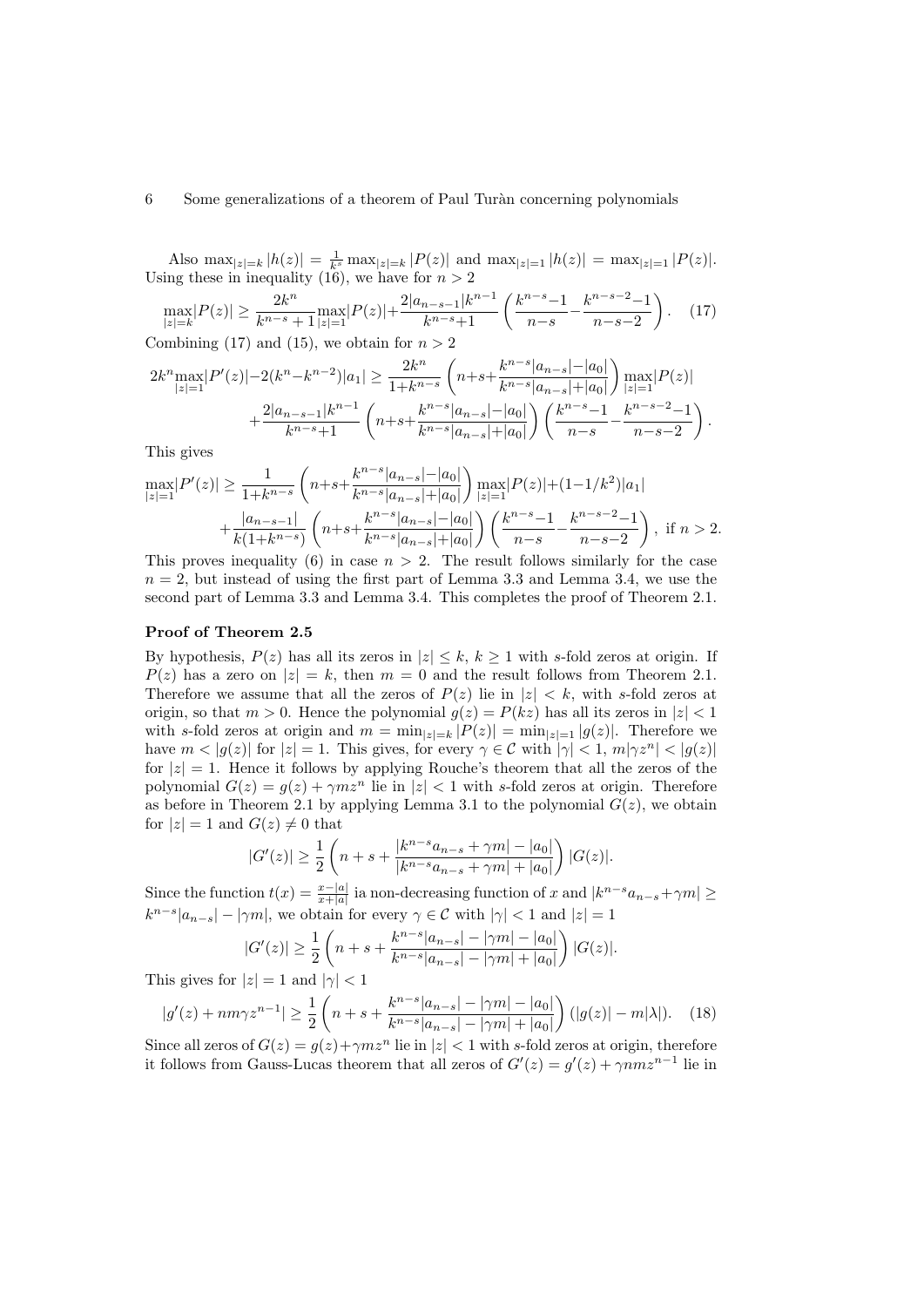Also $\max_{|z|=k}|h(z)| = \frac{1}{k^s}\max_{|z|=k}|P(z)|$ and $\max_{|z|=1}|h(z)| = \max_{|z|=1}|P(z)|$. Using these in inequality (16), we have for $n > 2$

$$\max_{|z|=k}|P(z)| \geq \frac{2k^n}{k^{n-s}+1}\max_{|z|=1}|P(z)| + \frac{2|a_{n-s-1}|k^{n-1}}{k^{n-s}+1}\left(\frac{k^{n-s}-1}{n-s} - \frac{k^{n-s-2}-1}{n-s-2}\right). \quad (17)$$

Combining (17) and (15), we obtain for $n > 2$

$$2k^n\max_{|z|=1}|P'(z)| - 2(k^n - k^{n-2})|a_1| \geq \frac{2k^n}{1+k^{n-s}}\left(n+s+\frac{k^{n-s}|a_{n-s}|-|a_0|}{k^{n-s}|a_{n-s}|+|a_0|}\right)\max_{|z|=1}|P(z)|$$
$$+\frac{2|a_{n-s-1}|k^{n-1}}{k^{n-s}+1}\left(n+s+\frac{k^{n-s}|a_{n-s}|-|a_0|}{k^{n-s}|a_{n-s}|+|a_0|}\right)\left(\frac{k^{n-s}-1}{n-s} - \frac{k^{n-s-2}-1}{n-s-2}\right).$$

This gives

$$\max_{|z|=1}|P'(z)| \geq \frac{1}{1+k^{n-s}}\left(n+s+\frac{k^{n-s}|a_{n-s}|-|a_0|}{k^{n-s}|a_{n-s}|+|a_0|}\right)\max_{|z|=1}|P(z)| + (1-1/k^2)|a_1|$$
$$+\frac{|a_{n-s-1}|}{k(1+k^{n-s})}\left(n+s+\frac{k^{n-s}|a_{n-s}|-|a_0|}{k^{n-s}|a_{n-s}|+|a_0|}\right)\left(\frac{k^{n-s}-1}{n-s} - \frac{k^{n-s-2}-1}{n-s-2}\right), \text{ if } n > 2.$$

This proves inequality (6) in case $n > 2$. The result follows similarly for the case $n = 2$, but instead of using the first part of Lemma 3.3 and Lemma 3.4, we use the second part of Lemma 3.3 and Lemma 3.4. This completes the proof of Theorem 2.1.

**Proof of Theorem 2.5**

By hypothesis, $P(z)$ has all its zeros in $|z| \leq k$, $k \geq 1$ with $s$-fold zeros at origin. If $P(z)$ has a zero on $|z| = k$, then $m = 0$ and the result follows from Theorem 2.1. Therefore we assume that all the zeros of $P(z)$ lie in $|z| < k$, with $s$-fold zeros at origin, so that $m > 0$. Hence the polynomial $g(z) = P(kz)$ has all its zeros in $|z| < 1$ with $s$-fold zeros at origin and $m = \min_{|z|=k}|P(z)| = \min_{|z|=1}|g(z)|$. Therefore we have $m < |g(z)|$ for $|z| = 1$. This gives, for every $\gamma \in \mathcal{C}$ with $|\gamma| < 1$, $m|\gamma z^n| < |g(z)|$ for $|z| = 1$. Hence it follows by applying Rouche's theorem that all the zeros of the polynomial $G(z) = g(z) + \gamma m z^n$ lie in $|z| < 1$ with $s$-fold zeros at origin. Therefore as before in Theorem 2.1 by applying Lemma 3.1 to the polynomial $G(z)$, we obtain for $|z| = 1$ and $G(z) \neq 0$ that

$$|G'(z)| \geq \frac{1}{2}\left(n+s+\frac{|k^{n-s}a_{n-s}+\gamma m| - |a_0|}{|k^{n-s}a_{n-s}+\gamma m| + |a_0|}\right)|G(z)|.$$

Since the function $t(x) = \frac{x-|a|}{x+|a|}$ ia non-decreasing function of $x$ and $|k^{n-s}a_{n-s}+\gamma m| \geq k^{n-s}|a_{n-s}| - |\gamma m|$, we obtain for every $\gamma \in \mathcal{C}$ with $|\gamma| < 1$ and $|z| = 1$

$$|G'(z)| \geq \frac{1}{2}\left(n+s+\frac{k^{n-s}|a_{n-s}| - |\gamma m| - |a_0|}{k^{n-s}|a_{n-s}| - |\gamma m| + |a_0|}\right)|G(z)|.$$

This gives for $|z| = 1$ and $|\gamma| < 1$

$$|g'(z) + nm\gamma z^{n-1}| \geq \frac{1}{2}\left(n+s+\frac{k^{n-s}|a_{n-s}| - |\gamma m| - |a_0|}{k^{n-s}|a_{n-s}| - |\gamma m| + |a_0|}\right)(|g(z)| - m|\lambda|). \quad (18)$$

Since all zeros of $G(z) = g(z) + \gamma m z^n$ lie in $|z| < 1$ with $s$-fold zeros at origin, therefore it follows from Gauss-Lucas theorem that all zeros of $G'(z) = g'(z) + \gamma n m z^{n-1}$ lie in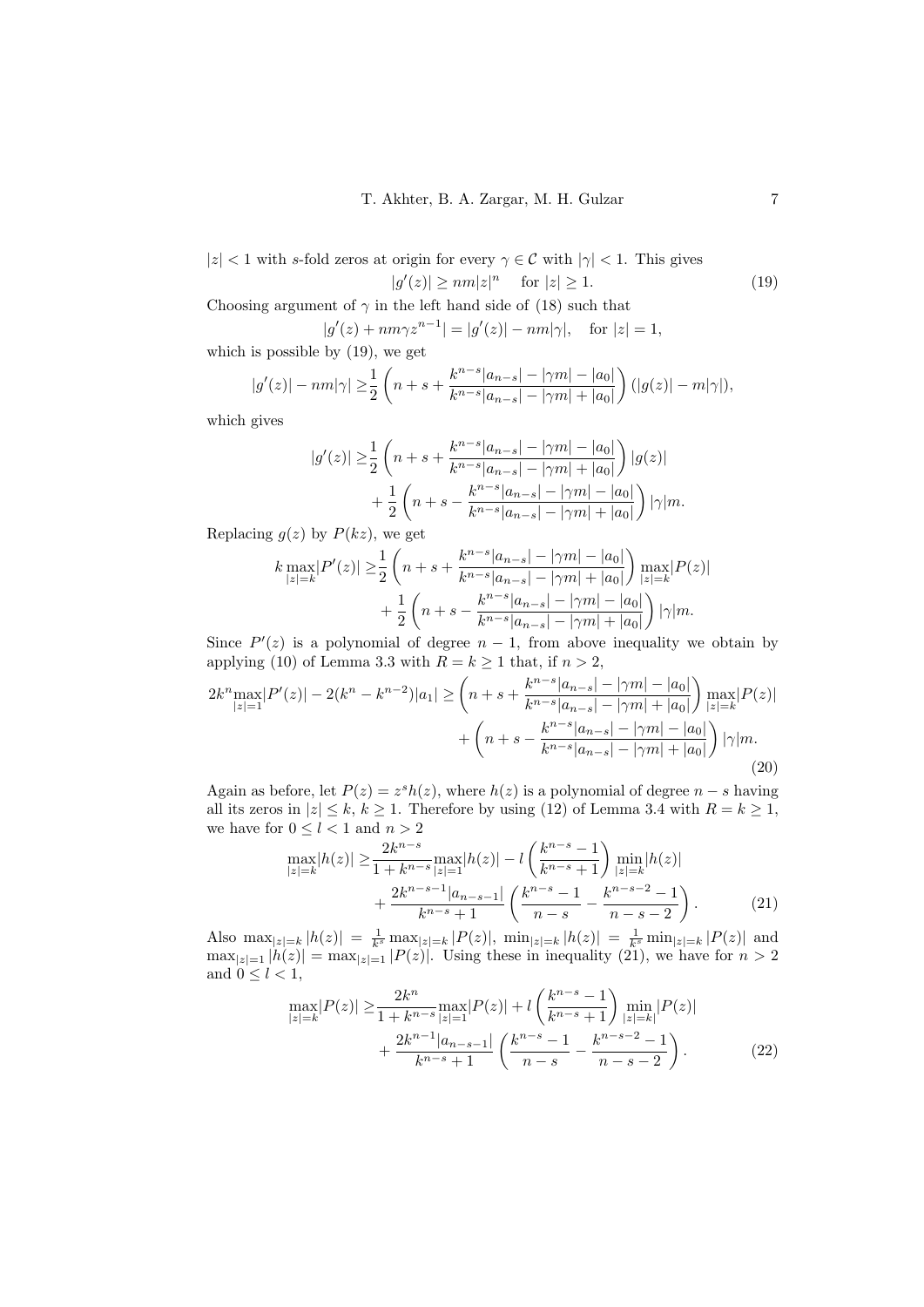$|z| < 1$ with $s$-fold zeros at origin for every $\gamma \in \mathcal{C}$ with $|\gamma| < 1$. This gives

$$|g'(z)| \geq nm|z|^n \quad \text{for } |z| \geq 1. \tag{19}$$

Choosing argument of $\gamma$ in the left hand side of (18) such that

$$|g'(z) + nm\gamma z^{n-1}| = |g'(z)| - nm|\gamma|, \quad \text{for } |z| = 1,$$

which is possible by (19), we get

$$|g'(z)| - nm|\gamma| \geq \frac{1}{2}\left(n + s + \frac{k^{n-s}|a_{n-s}| - |\gamma m| - |a_0|}{k^{n-s}|a_{n-s}| - |\gamma m| + |a_0|}\right)(|g(z)| - m|\gamma|),$$

which gives

$$\begin{aligned}
|g'(z)| \geq &\frac{1}{2}\left(n + s + \frac{k^{n-s}|a_{n-s}| - |\gamma m| - |a_0|}{k^{n-s}|a_{n-s}| - |\gamma m| + |a_0|}\right)|g(z)| \\
&+ \frac{1}{2}\left(n + s - \frac{k^{n-s}|a_{n-s}| - |\gamma m| - |a_0|}{k^{n-s}|a_{n-s}| - |\gamma m| + |a_0|}\right)|\gamma| m.
\end{aligned}$$

Replacing $g(z)$ by $P(kz)$, we get

$$\begin{aligned}
k\max_{|z|=k}|P'(z)| \geq &\frac{1}{2}\left(n + s + \frac{k^{n-s}|a_{n-s}| - |\gamma m| - |a_0|}{k^{n-s}|a_{n-s}| - |\gamma m| + |a_0|}\right)\max_{|z|=k}|P(z)| \\
&+ \frac{1}{2}\left(n + s - \frac{k^{n-s}|a_{n-s}| - |\gamma m| - |a_0|}{k^{n-s}|a_{n-s}| - |\gamma m| + |a_0|}\right)|\gamma| m.
\end{aligned}$$

Since $P'(z)$ is a polynomial of degree $n-1$, from above inequality we obtain by applying (10) of Lemma 3.3 with $R = k \geq 1$ that, if $n > 2$,

$$\begin{aligned}
2k^n\max_{|z|=1}|P'(z)| - 2(k^n - k^{n-2})|a_1| \geq &\left(n + s + \frac{k^{n-s}|a_{n-s}| - |\gamma m| - |a_0|}{k^{n-s}|a_{n-s}| - |\gamma m| + |a_0|}\right)\max_{|z|=k}|P(z)| \\
&+ \left(n + s - \frac{k^{n-s}|a_{n-s}| - |\gamma m| - |a_0|}{k^{n-s}|a_{n-s}| - |\gamma m| + |a_0|}\right)|\gamma| m.
\end{aligned} \tag{20}$$

Again as before, let $P(z) = z^s h(z)$, where $h(z)$ is a polynomial of degree $n-s$ having all its zeros in $|z| \leq k$, $k \geq 1$. Therefore by using (12) of Lemma 3.4 with $R = k \geq 1$, we have for $0 \leq l < 1$ and $n > 2$

$$\begin{aligned}
\max_{|z|=k}|h(z)| \geq &\frac{2k^{n-s}}{1 + k^{n-s}}\max_{|z|=1}|h(z)| - l\left(\frac{k^{n-s} - 1}{k^{n-s} + 1}\right)\min_{|z|=k}|h(z)| \\
&+ \frac{2k^{n-s-1}|a_{n-s-1}|}{k^{n-s} + 1}\left(\frac{k^{n-s} - 1}{n - s} - \frac{k^{n-s-2} - 1}{n - s - 2}\right).
\end{aligned} \tag{21}$$

Also $\max_{|z|=k}|h(z)| = \frac{1}{k^s}\max_{|z|=k}|P(z)|$, $\min_{|z|=k}|h(z)| = \frac{1}{k^s}\min_{|z|=k}|P(z)|$ and $\max_{|z|=1}|h(z)| = \max_{|z|=1}|P(z)|$. Using these in inequality (21), we have for $n > 2$ and $0 \leq l < 1$,

$$\begin{aligned}
\max_{|z|=k}|P(z)| \geq &\frac{2k^n}{1 + k^{n-s}}\max_{|z|=1}|P(z)| + l\left(\frac{k^{n-s} - 1}{k^{n-s} + 1}\right)\min_{|z|=k|}|P(z)| \\
&+ \frac{2k^{n-1}|a_{n-s-1}|}{k^{n-s} + 1}\left(\frac{k^{n-s} - 1}{n - s} - \frac{k^{n-s-2} - 1}{n - s - 2}\right).
\end{aligned} \tag{22}$$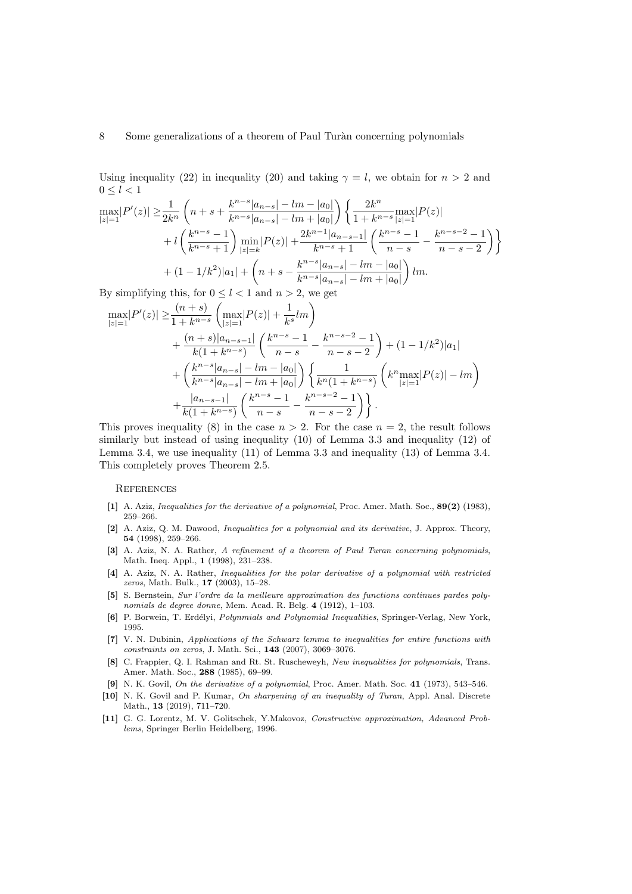Using inequality (22) in inequality (20) and taking $\gamma = l$, we obtain for $n > 2$ and $0 \le l < 1$

$$
\begin{aligned}
\max_{|z|=1}|P'(z)| \geq & \frac{1}{2k^n}\left(n+s+\frac{k^{n-s}|a_{n-s}|-lm-|a_0|}{k^{n-s}|a_{n-s}|-lm+|a_0|}\right)\left\{\frac{2k^n}{1+k^{n-s}}\max_{|z|=1}|P(z)|\right. \\
& + l\left(\frac{k^{n-s}-1}{k^{n-s}+1}\right)\min_{|z|=k}|P(z)| + \left.\frac{2k^{n-1}|a_{n-s-1}|}{k^{n-s}+1}\left(\frac{k^{n-s}-1}{n-s}-\frac{k^{n-s-2}-1}{n-s-2}\right)\right\} \\
& + (1-1/k^2)|a_1| + \left(n+s-\frac{k^{n-s}|a_{n-s}|-lm-|a_0|}{k^{n-s}|a_{n-s}|-lm+|a_0|}\right)lm.
\end{aligned}
$$

By simplifying this, for $0 \le l < 1$ and $n > 2$, we get

$$
\begin{aligned}
\max_{|z|=1}|P'(z)| \geq & \frac{(n+s)}{1+k^{n-s}}\left(\max_{|z|=1}|P(z)| + \frac{1}{k^s}lm\right) \\
& + \frac{(n+s)|a_{n-s-1}|}{k(1+k^{n-s})}\left(\frac{k^{n-s}-1}{n-s}-\frac{k^{n-s-2}-1}{n-s-2}\right) + (1-1/k^2)|a_1| \\
& + \left(\frac{k^{n-s}|a_{n-s}|-lm-|a_0|}{k^{n-s}|a_{n-s}|-lm+|a_0|}\right)\left\{\frac{1}{k^n(1+k^{n-s})}\left(k^n\max_{|z|=1}|P(z)| - lm\right)\right. \\
& \left. + \frac{|a_{n-s-1}|}{k(1+k^{n-s})}\left(\frac{k^{n-s}-1}{n-s}-\frac{k^{n-s-2}-1}{n-s-2}\right)\right\}.
\end{aligned}
$$

This proves inequality (8) in the case $n > 2$. For the case $n = 2$, the result follows similarly but instead of using inequality (10) of Lemma 3.3 and inequality (12) of Lemma 3.4, we use inequality (11) of Lemma 3.3 and inequality (13) of Lemma 3.4. This completely proves Theorem 2.5.

## References

**[1]** A. Aziz, *Inequalities for the derivative of a polynomial*, Proc. Amer. Math. Soc., **89(2)** (1983), 259–266.

**[2]** A. Aziz, Q. M. Dawood, *Inequalities for a polynomial and its derivative*, J. Approx. Theory, **54** (1998), 259–266.

**[3]** A. Aziz, N. A. Rather, *A refinement of a theorem of Paul Turan concerning polynomials*, Math. Ineq. Appl., **1** (1998), 231–238.

**[4]** A. Aziz, N. A. Rather, *Inequalities for the polar derivative of a polynomial with restricted zeros*, Math. Bulk., **17** (2003), 15–28.

**[5]** S. Bernstein, *Sur l'ordre da la meilleure approximation des functions continues pardes polynomials de degree donne*, Mem. Acad. R. Belg. **4** (1912), 1–103.

**[6]** P. Borwein, T. Erdélyi, *Polynmials and Polynomial Inequalities*, Springer-Verlag, New York, 1995.

**[7]** V. N. Dubinin, *Applications of the Schwarz lemma to inequalities for entire functions with constraints on zeros*, J. Math. Sci., **143** (2007), 3069–3076.

**[8]** C. Frappier, Q. I. Rahman and Rt. St. Ruscheweyh, *New inequalities for polynomials*, Trans. Amer. Math. Soc., **288** (1985), 69–99.

**[9]** N. K. Govil, *On the derivative of a polynomial*, Proc. Amer. Math. Soc. **41** (1973), 543–546.

**[10]** N. K. Govil and P. Kumar, *On sharpening of an inequality of Turan*, Appl. Anal. Discrete Math., **13** (2019), 711–720.

**[11]** G. G. Lorentz, M. V. Golitschek, Y.Makovoz, *Constructive approximation, Advanced Problems*, Springer Berlin Heidelberg, 1996.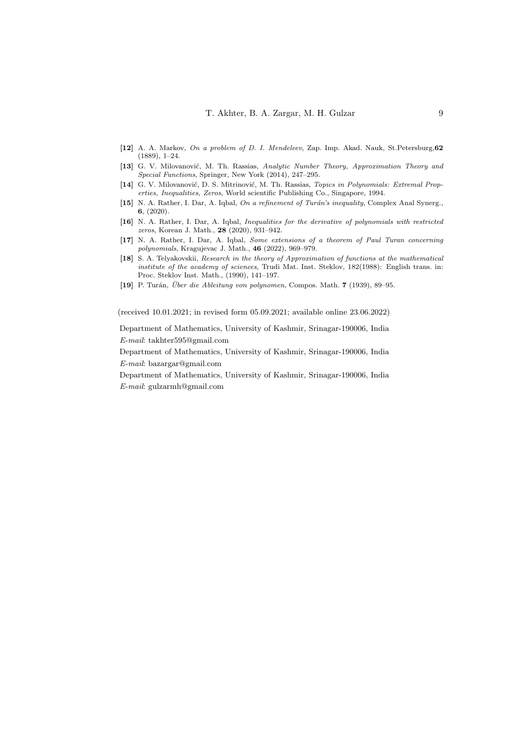**[12]** A. A. Markov, *On a problem of D. I. Mendeleev*, Zap. Imp. Akad. Nauk, St.Petersburg,**62** (1889), 1–24.

**[13]** G. V. Milovanović, M. Th. Rassias, *Analytic Number Theory, Approximation Theory and Special Functions*, Springer, New York (2014), 247–295.

**[14]** G. V. Milovanović, D. S. Mitrinović, M. Th. Rassias, *Topics in Polynomials: Extremal Properties, Inequalities, Zeros*, World scientific Publishing Co., Singapore, 1994.

**[15]** N. A. Rather, I. Dar, A. Iqbal, *On a refinement of Turán's inequality*, Complex Anal Synerg., **6**, (2020).

**[16]** N. A. Rather, I. Dar, A. Iqbal, *Inequalities for the derivative of polynomials with restricted zeros*, Korean J. Math., **28** (2020), 931–942.

**[17]** N. A. Rather, I. Dar, A. Iqbal, *Some extensions of a theorem of Paul Turan concerning polynomials*, Kragujevac J. Math., **46** (2022), 969–979.

**[18]** S. A. Telyakovskii, *Research in the theory of Approximation of functions at the mathematical institute of the academy of sciences*, Trudi Mat. Inst. Steklov, 182(1988): English trans. in: Proc. Steklov Inst. Math., (1990), 141–197.

**[19]** P. Turán, *Über die Ableitung von polynomen*, Compos. Math. **7** (1939), 89–95.

(received 10.01.2021; in revised form 05.09.2021; available online 23.06.2022)

Department of Mathematics, University of Kashmir, Srinagar-190006, India

*E-mail*: takhter595@gmail.com

Department of Mathematics, University of Kashmir, Srinagar-190006, India

*E-mail*: bazargar@gmail.com

Department of Mathematics, University of Kashmir, Srinagar-190006, India

*E-mail*: gulzarmh@gmail.com